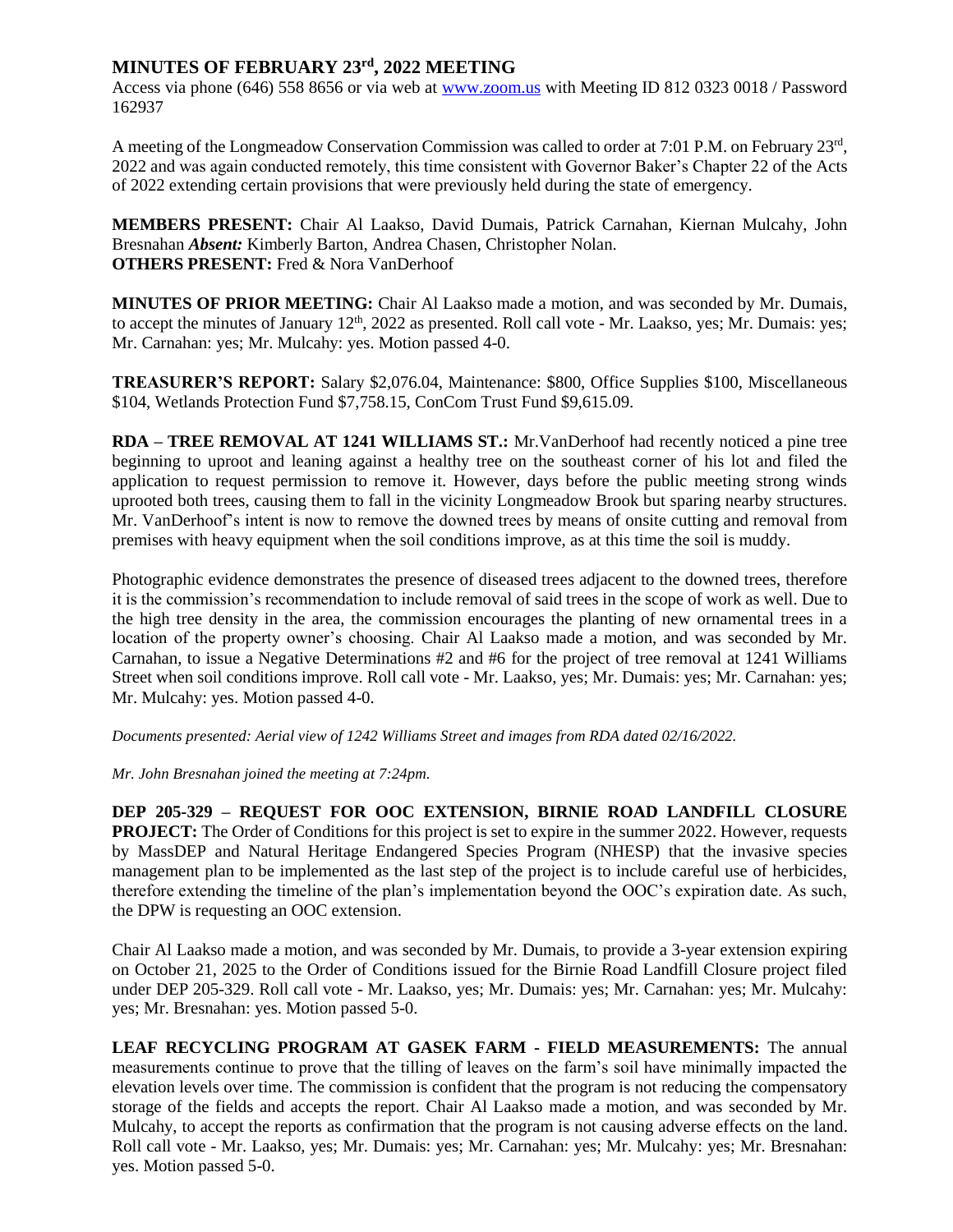## MINUTES OF FEBRUARY 23rd, 2022 MEETING

Access via phone (646) 558 8656 or via web at www.zoom.us with Meeting ID 812 0323 0018 / Password 162937

A meeting of the Longmeadow Conservation Commission was called to order at 7:01 P.M. on February 23rd, 2022 and was again conducted remotely, this time consistent with Governor Baker's Chapter 22 of the Acts of 2022 extending certain provisions that were previously held during the state of emergency.

**MEMBERS PRESENT:** Chair Al Laakso, David Dumais, Patrick Carnahan, Kiernan Mulcahy, John Bresnahan ***Absent:*** Kimberly Barton, Andrea Chasen, Christopher Nolan.
**OTHERS PRESENT:** Fred & Nora VanDerhoof

**MINUTES OF PRIOR MEETING:** Chair Al Laakso made a motion, and was seconded by Mr. Dumais, to accept the minutes of January 12th, 2022 as presented. Roll call vote - Mr. Laakso, yes; Mr. Dumais: yes; Mr. Carnahan: yes; Mr. Mulcahy: yes. Motion passed 4-0.

**TREASURER'S REPORT:** Salary $2,076.04, Maintenance: $800, Office Supplies $100, Miscellaneous $104, Wetlands Protection Fund $7,758.15, ConCom Trust Fund $9,615.09.

**RDA – TREE REMOVAL AT 1241 WILLIAMS ST.:** Mr.VanDerhoof had recently noticed a pine tree beginning to uproot and leaning against a healthy tree on the southeast corner of his lot and filed the application to request permission to remove it. However, days before the public meeting strong winds uprooted both trees, causing them to fall in the vicinity Longmeadow Brook but sparing nearby structures. Mr. VanDerhoof's intent is now to remove the downed trees by means of onsite cutting and removal from premises with heavy equipment when the soil conditions improve, as at this time the soil is muddy.

Photographic evidence demonstrates the presence of diseased trees adjacent to the downed trees, therefore it is the commission's recommendation to include removal of said trees in the scope of work as well. Due to the high tree density in the area, the commission encourages the planting of new ornamental trees in a location of the property owner's choosing. Chair Al Laakso made a motion, and was seconded by Mr. Carnahan, to issue a Negative Determinations #2 and #6 for the project of tree removal at 1241 Williams Street when soil conditions improve. Roll call vote - Mr. Laakso, yes; Mr. Dumais: yes; Mr. Carnahan: yes; Mr. Mulcahy: yes. Motion passed 4-0.

*Documents presented: Aerial view of 1242 Williams Street and images from RDA dated 02/16/2022.*

*Mr. John Bresnahan joined the meeting at 7:24pm.*

**DEP 205-329 – REQUEST FOR OOC EXTENSION, BIRNIE ROAD LANDFILL CLOSURE PROJECT:** The Order of Conditions for this project is set to expire in the summer 2022. However, requests by MassDEP and Natural Heritage Endangered Species Program (NHESP) that the invasive species management plan to be implemented as the last step of the project is to include careful use of herbicides, therefore extending the timeline of the plan's implementation beyond the OOC's expiration date. As such, the DPW is requesting an OOC extension.

Chair Al Laakso made a motion, and was seconded by Mr. Dumais, to provide a 3-year extension expiring on October 21, 2025 to the Order of Conditions issued for the Birnie Road Landfill Closure project filed under DEP 205-329. Roll call vote - Mr. Laakso, yes; Mr. Dumais: yes; Mr. Carnahan: yes; Mr. Mulcahy: yes; Mr. Bresnahan: yes. Motion passed 5-0.

**LEAF RECYCLING PROGRAM AT GASEK FARM - FIELD MEASUREMENTS:** The annual measurements continue to prove that the tilling of leaves on the farm's soil have minimally impacted the elevation levels over time. The commission is confident that the program is not reducing the compensatory storage of the fields and accepts the report. Chair Al Laakso made a motion, and was seconded by Mr. Mulcahy, to accept the reports as confirmation that the program is not causing adverse effects on the land. Roll call vote - Mr. Laakso, yes; Mr. Dumais: yes; Mr. Carnahan: yes; Mr. Mulcahy: yes; Mr. Bresnahan: yes. Motion passed 5-0.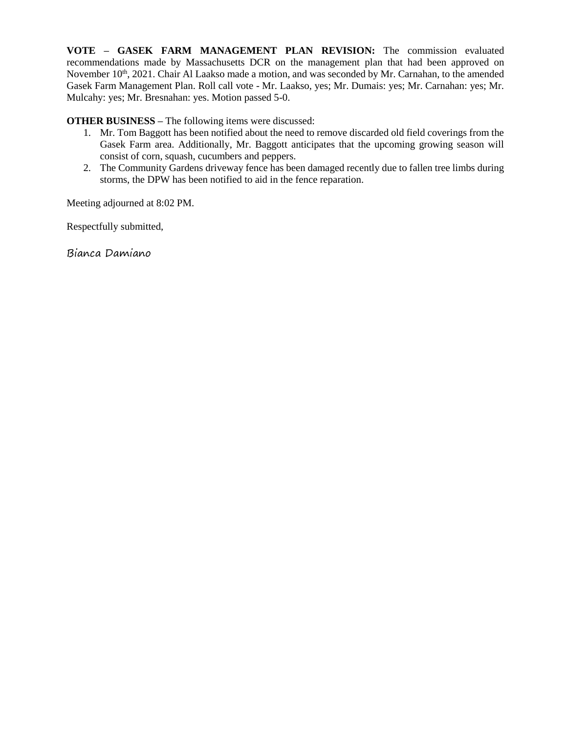**VOTE – GASEK FARM MANAGEMENT PLAN REVISION:** The commission evaluated recommendations made by Massachusetts DCR on the management plan that had been approved on November 10th, 2021. Chair Al Laakso made a motion, and was seconded by Mr. Carnahan, to the amended Gasek Farm Management Plan. Roll call vote - Mr. Laakso, yes; Mr. Dumais: yes; Mr. Carnahan: yes; Mr. Mulcahy: yes; Mr. Bresnahan: yes. Motion passed 5-0.

**OTHER BUSINESS –** The following items were discussed:

1. Mr. Tom Baggott has been notified about the need to remove discarded old field coverings from the Gasek Farm area. Additionally, Mr. Baggott anticipates that the upcoming growing season will consist of corn, squash, cucumbers and peppers.
2. The Community Gardens driveway fence has been damaged recently due to fallen tree limbs during storms, the DPW has been notified to aid in the fence reparation.

Meeting adjourned at 8:02 PM.

Respectfully submitted,

Bianca Damiano